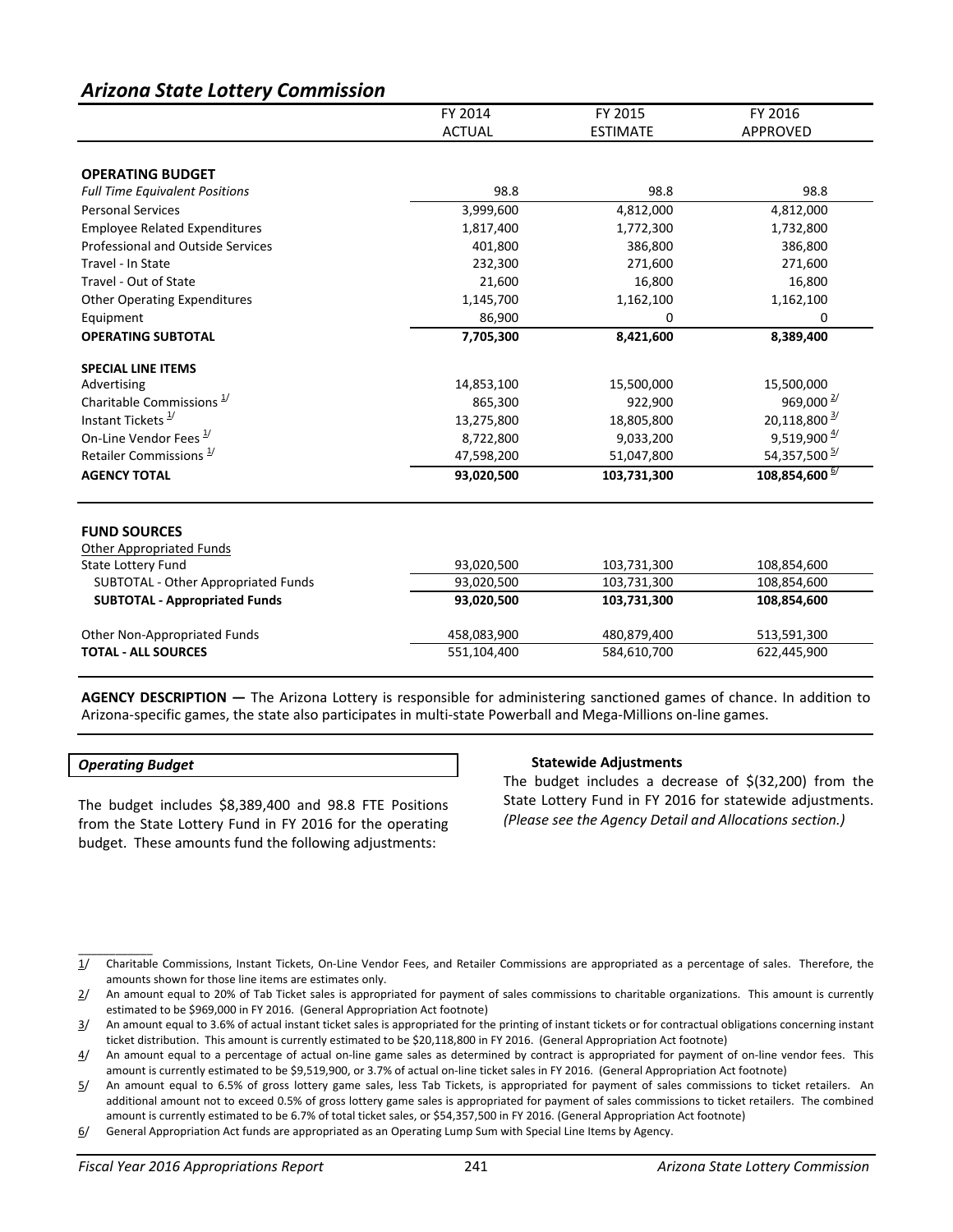## Arizona State Lottery Commission

| | FY 2014 ACTUAL | FY 2015 ESTIMATE | FY 2016 APPROVED |
|---|---|---|---|
| **OPERATING BUDGET** | | | |
| *Full Time Equivalent Positions* | 98.8 | 98.8 | 98.8 |
| Personal Services | 3,999,600 | 4,812,000 | 4,812,000 |
| Employee Related Expenditures | 1,817,400 | 1,772,300 | 1,732,800 |
| Professional and Outside Services | 401,800 | 386,800 | 386,800 |
| Travel - In State | 232,300 | 271,600 | 271,600 |
| Travel - Out of State | 21,600 | 16,800 | 16,800 |
| Other Operating Expenditures | 1,145,700 | 1,162,100 | 1,162,100 |
| Equipment | 86,900 | 0 | 0 |
| **OPERATING SUBTOTAL** | **7,705,300** | **8,421,600** | **8,389,400** |
| **SPECIAL LINE ITEMS** | | | |
| Advertising | 14,853,100 | 15,500,000 | 15,500,000 |
| Charitable Commissions 1/ | 865,300 | 922,900 | 969,000 2/ |
| Instant Tickets 1/ | 13,275,800 | 18,805,800 | 20,118,800 3/ |
| On-Line Vendor Fees 1/ | 8,722,800 | 9,033,200 | 9,519,900 4/ |
| Retailer Commissions 1/ | 47,598,200 | 51,047,800 | 54,357,500 5/ |
| **AGENCY TOTAL** | **93,020,500** | **103,731,300** | **108,854,600 6/** |
| | | | |
| **FUND SOURCES** | | | |
| Other Appropriated Funds | | | |
| State Lottery Fund | 93,020,500 | 103,731,300 | 108,854,600 |
| SUBTOTAL - Other Appropriated Funds | 93,020,500 | 103,731,300 | 108,854,600 |
| **SUBTOTAL - Appropriated Funds** | **93,020,500** | **103,731,300** | **108,854,600** |
| Other Non-Appropriated Funds | 458,083,900 | 480,879,400 | 513,591,300 |
| **TOTAL - ALL SOURCES** | 551,104,400 | 584,610,700 | 622,445,900 |

**AGENCY DESCRIPTION —** The Arizona Lottery is responsible for administering sanctioned games of chance. In addition to Arizona-specific games, the state also participates in multi-state Powerball and Mega-Millions on-line games.

### *Operating Budget*

The budget includes $8,389,400 and 98.8 FTE Positions from the State Lottery Fund in FY 2016 for the operating budget. These amounts fund the following adjustments:

**Statewide Adjustments**

The budget includes a decrease of $(32,200) from the State Lottery Fund in FY 2016 for statewide adjustments. *(Please see the Agency Detail and Allocations section.)*

---

1/ Charitable Commissions, Instant Tickets, On-Line Vendor Fees, and Retailer Commissions are appropriated as a percentage of sales. Therefore, the amounts shown for those line items are estimates only.

2/ An amount equal to 20% of Tab Ticket sales is appropriated for payment of sales commissions to charitable organizations. This amount is currently estimated to be $969,000 in FY 2016. (General Appropriation Act footnote)

3/ An amount equal to 3.6% of actual instant ticket sales is appropriated for the printing of instant tickets or for contractual obligations concerning instant ticket distribution. This amount is currently estimated to be $20,118,800 in FY 2016. (General Appropriation Act footnote)

4/ An amount equal to a percentage of actual on-line game sales as determined by contract is appropriated for payment of on-line vendor fees. This amount is currently estimated to be $9,519,900, or 3.7% of actual on-line ticket sales in FY 2016. (General Appropriation Act footnote)

5/ An amount equal to 6.5% of gross lottery game sales, less Tab Tickets, is appropriated for payment of sales commissions to ticket retailers. An additional amount not to exceed 0.5% of gross lottery game sales is appropriated for payment of sales commissions to ticket retailers. The combined amount is currently estimated to be 6.7% of total ticket sales, or $54,357,500 in FY 2016. (General Appropriation Act footnote)

6/ General Appropriation Act funds are appropriated as an Operating Lump Sum with Special Line Items by Agency.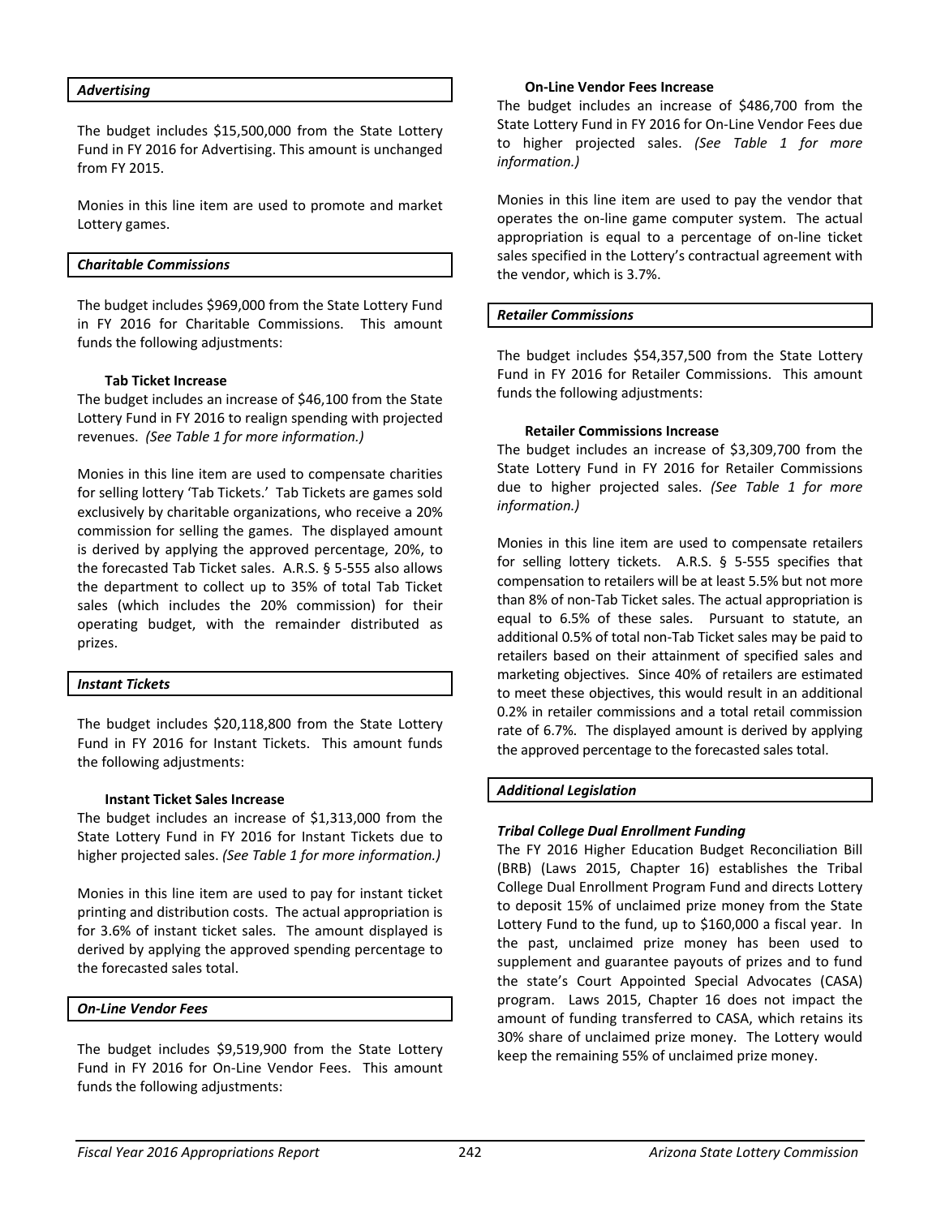### *Advertising*

The budget includes $15,500,000 from the State Lottery Fund in FY 2016 for Advertising. This amount is unchanged from FY 2015.

Monies in this line item are used to promote and market Lottery games.

### *Charitable Commissions*

The budget includes $969,000 from the State Lottery Fund in FY 2016 for Charitable Commissions. This amount funds the following adjustments:

**Tab Ticket Increase**
The budget includes an increase of $46,100 from the State Lottery Fund in FY 2016 to realign spending with projected revenues. *(See Table 1 for more information.)*

Monies in this line item are used to compensate charities for selling lottery 'Tab Tickets.' Tab Tickets are games sold exclusively by charitable organizations, who receive a 20% commission for selling the games. The displayed amount is derived by applying the approved percentage, 20%, to the forecasted Tab Ticket sales. A.R.S. § 5-555 also allows the department to collect up to 35% of total Tab Ticket sales (which includes the 20% commission) for their operating budget, with the remainder distributed as prizes.

### *Instant Tickets*

The budget includes $20,118,800 from the State Lottery Fund in FY 2016 for Instant Tickets. This amount funds the following adjustments:

**Instant Ticket Sales Increase**
The budget includes an increase of $1,313,000 from the State Lottery Fund in FY 2016 for Instant Tickets due to higher projected sales. *(See Table 1 for more information.)*

Monies in this line item are used to pay for instant ticket printing and distribution costs. The actual appropriation is for 3.6% of instant ticket sales. The amount displayed is derived by applying the approved spending percentage to the forecasted sales total.

### *On-Line Vendor Fees*

The budget includes $9,519,900 from the State Lottery Fund in FY 2016 for On-Line Vendor Fees. This amount funds the following adjustments:

**On-Line Vendor Fees Increase**
The budget includes an increase of $486,700 from the State Lottery Fund in FY 2016 for On-Line Vendor Fees due to higher projected sales. *(See Table 1 for more information.)*

Monies in this line item are used to pay the vendor that operates the on-line game computer system. The actual appropriation is equal to a percentage of on-line ticket sales specified in the Lottery's contractual agreement with the vendor, which is 3.7%.

### *Retailer Commissions*

The budget includes $54,357,500 from the State Lottery Fund in FY 2016 for Retailer Commissions. This amount funds the following adjustments:

**Retailer Commissions Increase**
The budget includes an increase of $3,309,700 from the State Lottery Fund in FY 2016 for Retailer Commissions due to higher projected sales. *(See Table 1 for more information.)*

Monies in this line item are used to compensate retailers for selling lottery tickets. A.R.S. § 5-555 specifies that compensation to retailers will be at least 5.5% but not more than 8% of non-Tab Ticket sales. The actual appropriation is equal to 6.5% of these sales. Pursuant to statute, an additional 0.5% of total non-Tab Ticket sales may be paid to retailers based on their attainment of specified sales and marketing objectives. Since 40% of retailers are estimated to meet these objectives, this would result in an additional 0.2% in retailer commissions and a total retail commission rate of 6.7%. The displayed amount is derived by applying the approved percentage to the forecasted sales total.

### *Additional Legislation*

***Tribal College Dual Enrollment Funding***
The FY 2016 Higher Education Budget Reconciliation Bill (BRB) (Laws 2015, Chapter 16) establishes the Tribal College Dual Enrollment Program Fund and directs Lottery to deposit 15% of unclaimed prize money from the State Lottery Fund to the fund, up to $160,000 a fiscal year. In the past, unclaimed prize money has been used to supplement and guarantee payouts of prizes and to fund the state's Court Appointed Special Advocates (CASA) program. Laws 2015, Chapter 16 does not impact the amount of funding transferred to CASA, which retains its 30% share of unclaimed prize money. The Lottery would keep the remaining 55% of unclaimed prize money.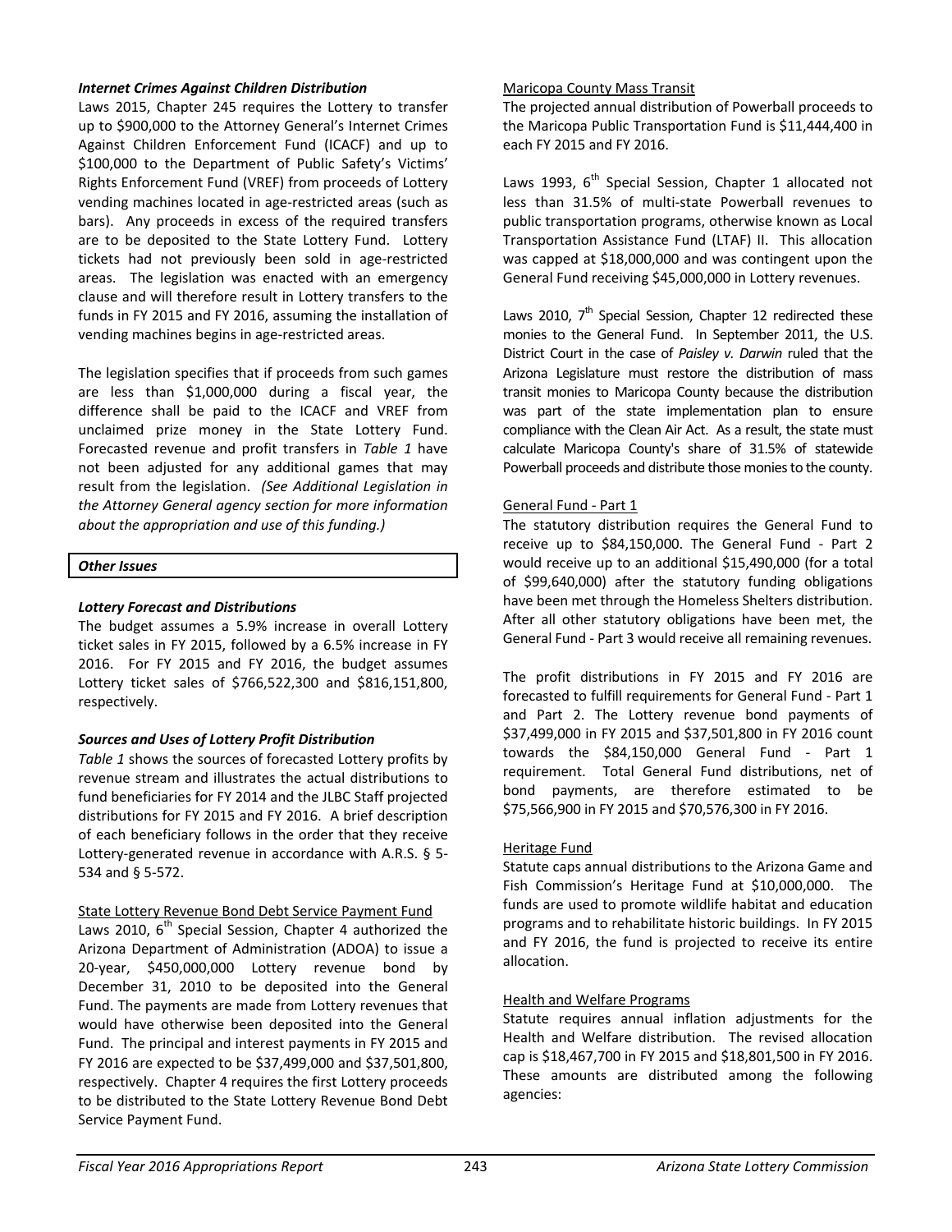***Internet Crimes Against Children Distribution***

Laws 2015, Chapter 245 requires the Lottery to transfer up to $900,000 to the Attorney General's Internet Crimes Against Children Enforcement Fund (ICACF) and up to $100,000 to the Department of Public Safety's Victims' Rights Enforcement Fund (VREF) from proceeds of Lottery vending machines located in age-restricted areas (such as bars). Any proceeds in excess of the required transfers are to be deposited to the State Lottery Fund. Lottery tickets had not previously been sold in age-restricted areas. The legislation was enacted with an emergency clause and will therefore result in Lottery transfers to the funds in FY 2015 and FY 2016, assuming the installation of vending machines begins in age-restricted areas.

The legislation specifies that if proceeds from such games are less than $1,000,000 during a fiscal year, the difference shall be paid to the ICACF and VREF from unclaimed prize money in the State Lottery Fund. Forecasted revenue and profit transfers in *Table 1* have not been adjusted for any additional games that may result from the legislation. *(See Additional Legislation in the Attorney General agency section for more information about the appropriation and use of this funding.)*

***Other Issues***

***Lottery Forecast and Distributions***

The budget assumes a 5.9% increase in overall Lottery ticket sales in FY 2015, followed by a 6.5% increase in FY 2016. For FY 2015 and FY 2016, the budget assumes Lottery ticket sales of $766,522,300 and $816,151,800, respectively.

***Sources and Uses of Lottery Profit Distribution***

*Table 1* shows the sources of forecasted Lottery profits by revenue stream and illustrates the actual distributions to fund beneficiaries for FY 2014 and the JLBC Staff projected distributions for FY 2015 and FY 2016. A brief description of each beneficiary follows in the order that they receive Lottery-generated revenue in accordance with A.R.S. § 5-534 and § 5-572.

State Lottery Revenue Bond Debt Service Payment Fund

Laws 2010, 6th Special Session, Chapter 4 authorized the Arizona Department of Administration (ADOA) to issue a 20-year, $450,000,000 Lottery revenue bond by December 31, 2010 to be deposited into the General Fund. The payments are made from Lottery revenues that would have otherwise been deposited into the General Fund. The principal and interest payments in FY 2015 and FY 2016 are expected to be $37,499,000 and $37,501,800, respectively. Chapter 4 requires the first Lottery proceeds to be distributed to the State Lottery Revenue Bond Debt Service Payment Fund.

Maricopa County Mass Transit

The projected annual distribution of Powerball proceeds to the Maricopa Public Transportation Fund is $11,444,400 in each FY 2015 and FY 2016.

Laws 1993, 6th Special Session, Chapter 1 allocated not less than 31.5% of multi-state Powerball revenues to public transportation programs, otherwise known as Local Transportation Assistance Fund (LTAF) II. This allocation was capped at $18,000,000 and was contingent upon the General Fund receiving $45,000,000 in Lottery revenues.

Laws 2010, 7th Special Session, Chapter 12 redirected these monies to the General Fund. In September 2011, the U.S. District Court in the case of *Paisley v. Darwin* ruled that the Arizona Legislature must restore the distribution of mass transit monies to Maricopa County because the distribution was part of the state implementation plan to ensure compliance with the Clean Air Act. As a result, the state must calculate Maricopa County's share of 31.5% of statewide Powerball proceeds and distribute those monies to the county.

General Fund - Part 1

The statutory distribution requires the General Fund to receive up to $84,150,000. The General Fund - Part 2 would receive up to an additional $15,490,000 (for a total of $99,640,000) after the statutory funding obligations have been met through the Homeless Shelters distribution. After all other statutory obligations have been met, the General Fund - Part 3 would receive all remaining revenues.

The profit distributions in FY 2015 and FY 2016 are forecasted to fulfill requirements for General Fund - Part 1 and Part 2. The Lottery revenue bond payments of $37,499,000 in FY 2015 and $37,501,800 in FY 2016 count towards the $84,150,000 General Fund - Part 1 requirement. Total General Fund distributions, net of bond payments, are therefore estimated to be $75,566,900 in FY 2015 and $70,576,300 in FY 2016.

Heritage Fund

Statute caps annual distributions to the Arizona Game and Fish Commission's Heritage Fund at $10,000,000. The funds are used to promote wildlife habitat and education programs and to rehabilitate historic buildings. In FY 2015 and FY 2016, the fund is projected to receive its entire allocation.

Health and Welfare Programs

Statute requires annual inflation adjustments for the Health and Welfare distribution. The revised allocation cap is $18,467,700 in FY 2015 and $18,801,500 in FY 2016. These amounts are distributed among the following agencies: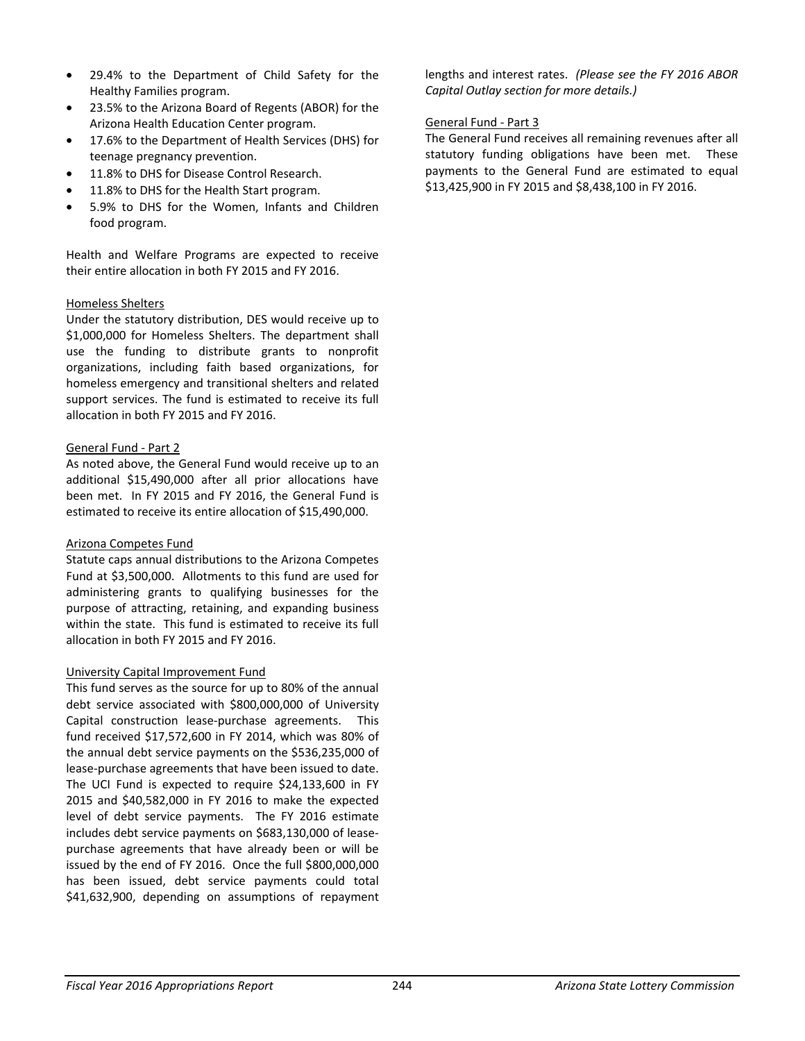- 29.4% to the Department of Child Safety for the Healthy Families program.
- 23.5% to the Arizona Board of Regents (ABOR) for the Arizona Health Education Center program.
- 17.6% to the Department of Health Services (DHS) for teenage pregnancy prevention.
- 11.8% to DHS for Disease Control Research.
- 11.8% to DHS for the Health Start program.
- 5.9% to DHS for the Women, Infants and Children food program.

Health and Welfare Programs are expected to receive their entire allocation in both FY 2015 and FY 2016.

### Homeless Shelters

Under the statutory distribution, DES would receive up to $1,000,000 for Homeless Shelters. The department shall use the funding to distribute grants to nonprofit organizations, including faith based organizations, for homeless emergency and transitional shelters and related support services. The fund is estimated to receive its full allocation in both FY 2015 and FY 2016.

### General Fund - Part 2

As noted above, the General Fund would receive up to an additional $15,490,000 after all prior allocations have been met. In FY 2015 and FY 2016, the General Fund is estimated to receive its entire allocation of $15,490,000.

### Arizona Competes Fund

Statute caps annual distributions to the Arizona Competes Fund at $3,500,000. Allotments to this fund are used for administering grants to qualifying businesses for the purpose of attracting, retaining, and expanding business within the state. This fund is estimated to receive its full allocation in both FY 2015 and FY 2016.

### University Capital Improvement Fund

This fund serves as the source for up to 80% of the annual debt service associated with $800,000,000 of University Capital construction lease-purchase agreements. This fund received $17,572,600 in FY 2014, which was 80% of the annual debt service payments on the $536,235,000 of lease-purchase agreements that have been issued to date. The UCI Fund is expected to require $24,133,600 in FY 2015 and $40,582,000 in FY 2016 to make the expected level of debt service payments. The FY 2016 estimate includes debt service payments on $683,130,000 of lease-purchase agreements that have already been or will be issued by the end of FY 2016. Once the full $800,000,000 has been issued, debt service payments could total $41,632,900, depending on assumptions of repayment lengths and interest rates. *(Please see the FY 2016 ABOR Capital Outlay section for more details.)*

### General Fund - Part 3

The General Fund receives all remaining revenues after all statutory funding obligations have been met. These payments to the General Fund are estimated to equal $13,425,900 in FY 2015 and $8,438,100 in FY 2016.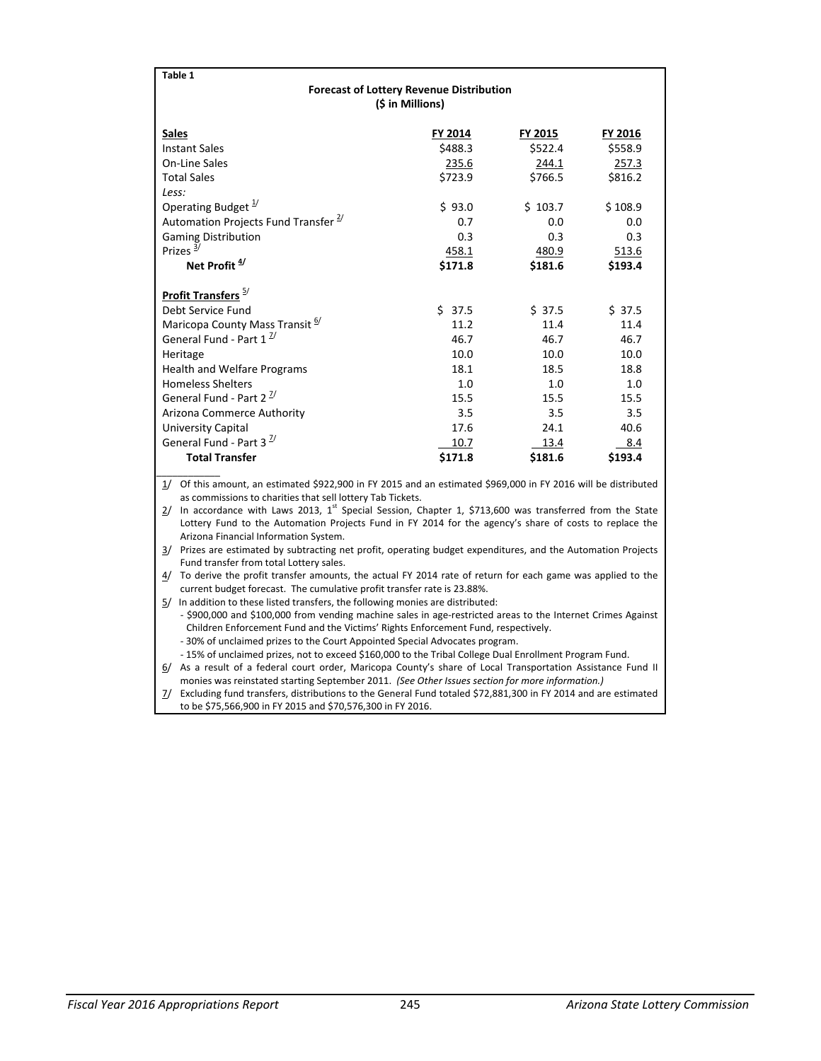**Table 1**

**Forecast of Lottery Revenue Distribution**
**($ in Millions)**

| **Sales** | **FY 2014** | **FY 2015** | **FY 2016** |
|---|---|---|---|
| Instant Sales | $488.3 | $522.4 | $558.9 |
| On-Line Sales | 235.6 | 244.1 | 257.3 |
| Total Sales | $723.9 | $766.5 | $816.2 |
| *Less:* | | | |
| Operating Budget [1/] | $ 93.0 | $ 103.7 | $ 108.9 |
| Automation Projects Fund Transfer [2/] | 0.7 | 0.0 | 0.0 |
| Gaming Distribution | 0.3 | 0.3 | 0.3 |
| Prizes [3/] | 458.1 | 480.9 | 513.6 |
| **Net Profit [4/]** | **$171.8** | **$181.6** | **$193.4** |
| | | | |
| **Profit Transfers [5/]** | | | |
| Debt Service Fund | $ 37.5 | $ 37.5 | $ 37.5 |
| Maricopa County Mass Transit [6/] | 11.2 | 11.4 | 11.4 |
| General Fund - Part 1 [7/] | 46.7 | 46.7 | 46.7 |
| Heritage | 10.0 | 10.0 | 10.0 |
| Health and Welfare Programs | 18.1 | 18.5 | 18.8 |
| Homeless Shelters | 1.0 | 1.0 | 1.0 |
| General Fund - Part 2 [7/] | 15.5 | 15.5 | 15.5 |
| Arizona Commerce Authority | 3.5 | 3.5 | 3.5 |
| University Capital | 17.6 | 24.1 | 40.6 |
| General Fund - Part 3 [7/] | 10.7 | 13.4 | 8.4 |
| **Total Transfer** | **$171.8** | **$181.6** | **$193.4** |

1/ Of this amount, an estimated $922,900 in FY 2015 and an estimated $969,000 in FY 2016 will be distributed as commissions to charities that sell lottery Tab Tickets.

2/ In accordance with Laws 2013, 1st Special Session, Chapter 1, $713,600 was transferred from the State Lottery Fund to the Automation Projects Fund in FY 2014 for the agency's share of costs to replace the Arizona Financial Information System.

3/ Prizes are estimated by subtracting net profit, operating budget expenditures, and the Automation Projects Fund transfer from total Lottery sales.

4/ To derive the profit transfer amounts, the actual FY 2014 rate of return for each game was applied to the current budget forecast. The cumulative profit transfer rate is 23.88%.

5/ In addition to these listed transfers, the following monies are distributed:
- $900,000 and $100,000 from vending machine sales in age-restricted areas to the Internet Crimes Against Children Enforcement Fund and the Victims' Rights Enforcement Fund, respectively.
- 30% of unclaimed prizes to the Court Appointed Special Advocates program.
- 15% of unclaimed prizes, not to exceed $160,000 to the Tribal College Dual Enrollment Program Fund.

6/ As a result of a federal court order, Maricopa County's share of Local Transportation Assistance Fund II monies was reinstated starting September 2011. *(See Other Issues section for more information.)*

7/ Excluding fund transfers, distributions to the General Fund totaled $72,881,300 in FY 2014 and are estimated to be $75,566,900 in FY 2015 and $70,576,300 in FY 2016.